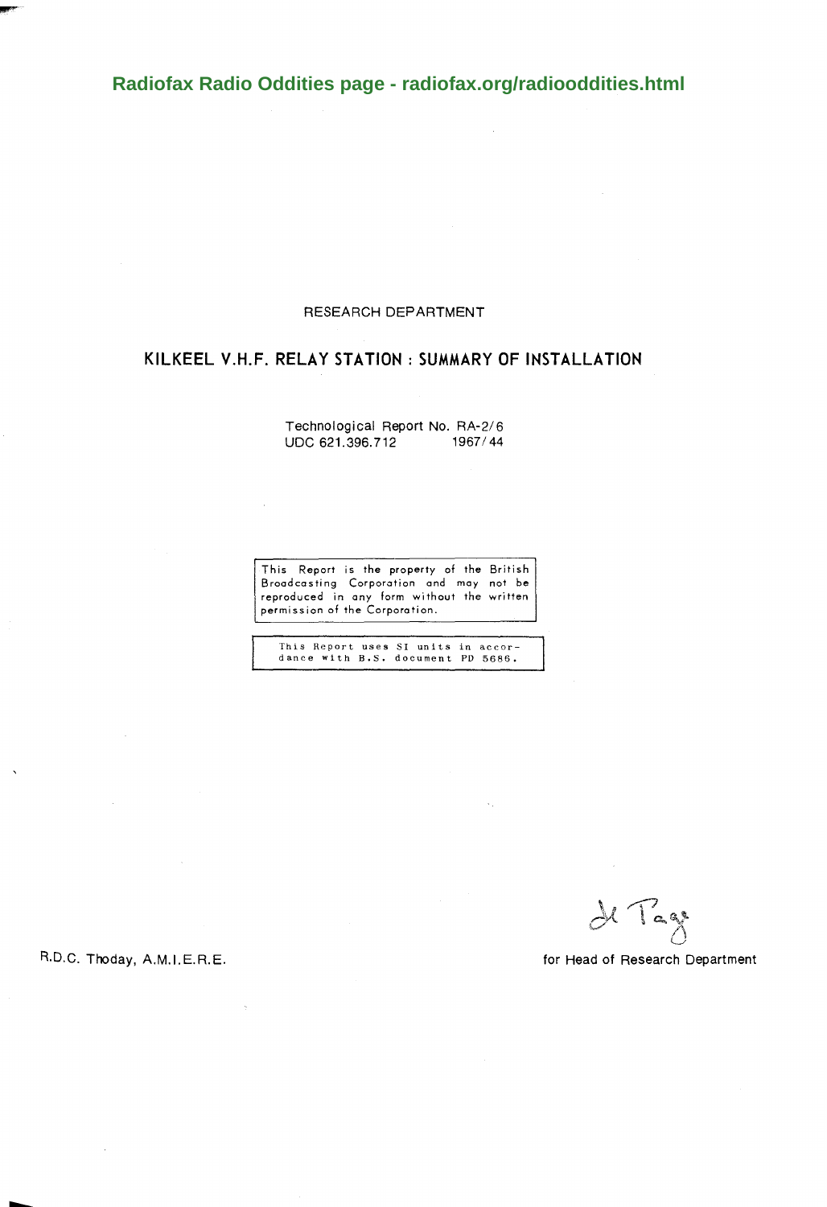Radiofax Radio Oddities page - radiofax.org/radiooddities.html

RESEARCH DEPARTMENT

# KILKEEL V.H.F. RELAY STATION : SUMMARY OF INSTALLATION

Technological Report No. RA-2/6
UDC 621.396.712 1967/44

This Report is the property of the British Broadcasting Corporation and may not be reproduced in any form without the written permission of the Corporation.

This Report uses SI units in accordance with B.S. document PD 5686.

R.D.C. Thoday, A.M.I.E.R.E.

for Head of Research Department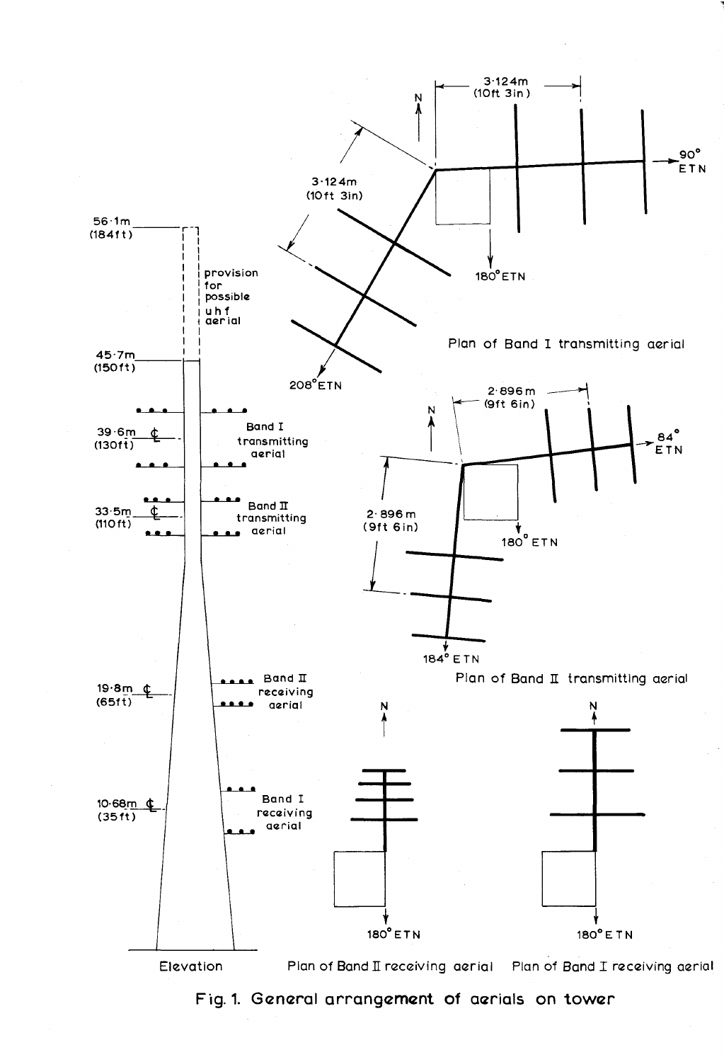Fig. 1. General arrangement of aerials on tower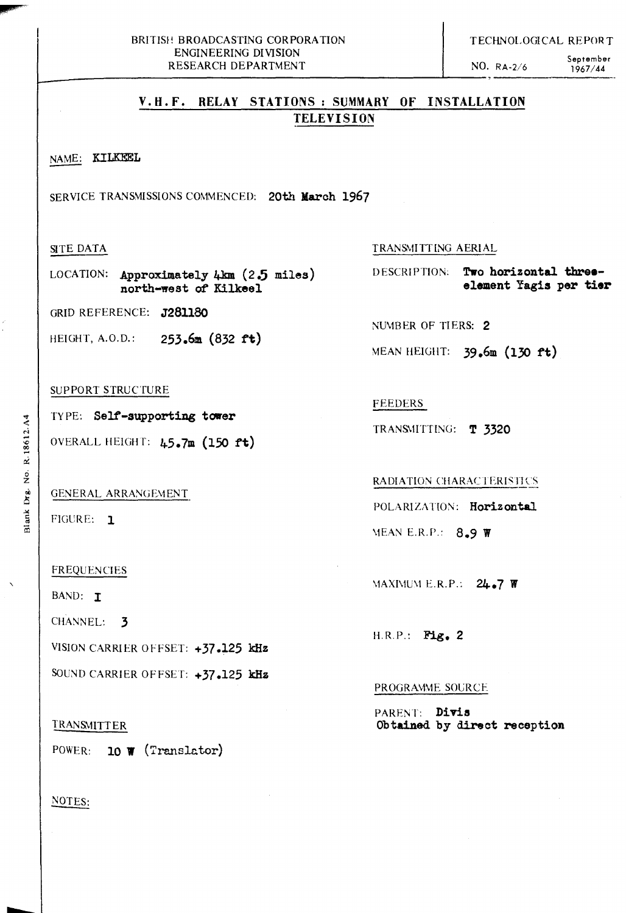BRITISH BROADCASTING CORPORATION
ENGINEERING DIVISION
RESEARCH DEPARTMENT

TECHNOLOGICAL REPORT

NO. RA-2/6 September 1967/44

# V.H.F. RELAY STATIONS : SUMMARY OF INSTALLATION
## TELEVISION

NAME: **KILKEEL**

SERVICE TRANSMISSIONS COMMENCED: **20th March 1967**

### SITE DATA

LOCATION: **Approximately 4km (2.5 miles) north-west of Kilkeel**

GRID REFERENCE: **J281180**

HEIGHT, A.O.D.: **253.6m (832 ft)**

### SUPPORT STRUCTURE

TYPE: **Self-supporting tower**

OVERALL HEIGHT: **45.7m (150 ft)**

### GENERAL ARRANGEMENT

FIGURE: **1**

### FREQUENCIES

BAND: **I**

CHANNEL: **3**

VISION CARRIER OFFSET: **+37.125 kHz**

SOUND CARRIER OFFSET: **+37.125 kHz**

### TRANSMITTER

POWER: **10 W** (Translator)

### TRANSMITTING AERIAL

DESCRIPTION: **Two horizontal three-element Yagis per tier**

NUMBER OF TIERS: **2**

MEAN HEIGHT: **39.6m (130 ft)**

### FEEDERS

TRANSMITTING: **T 3320**

### RADIATION CHARACTERISTICS

POLARIZATION: **Horizontal**

MEAN E.R.P.: **8.9 W**

MAXIMUM E.R.P.: **24.7 W**

H.R.P.: **Fig. 2**

### PROGRAMME SOURCE

PARENT: **Divis**
**Obtained by direct reception**

NOTES: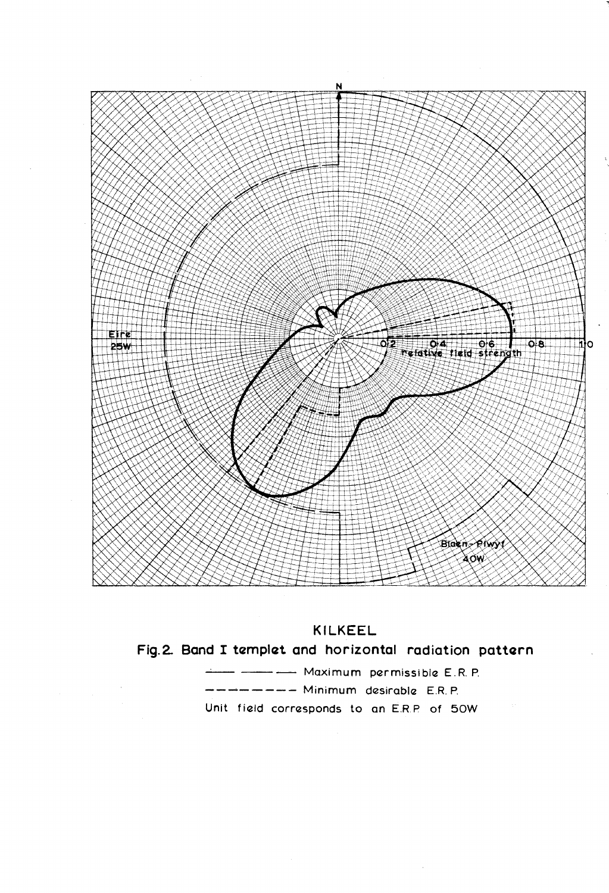KILKEEL

Fig. 2. Band I templet and horizontal radiation pattern

—— —— —— Maximum permissible E.R.P.

– – – – – – – – Minimum desirable E.R.P.

Unit field corresponds to an E.R.P. of 50W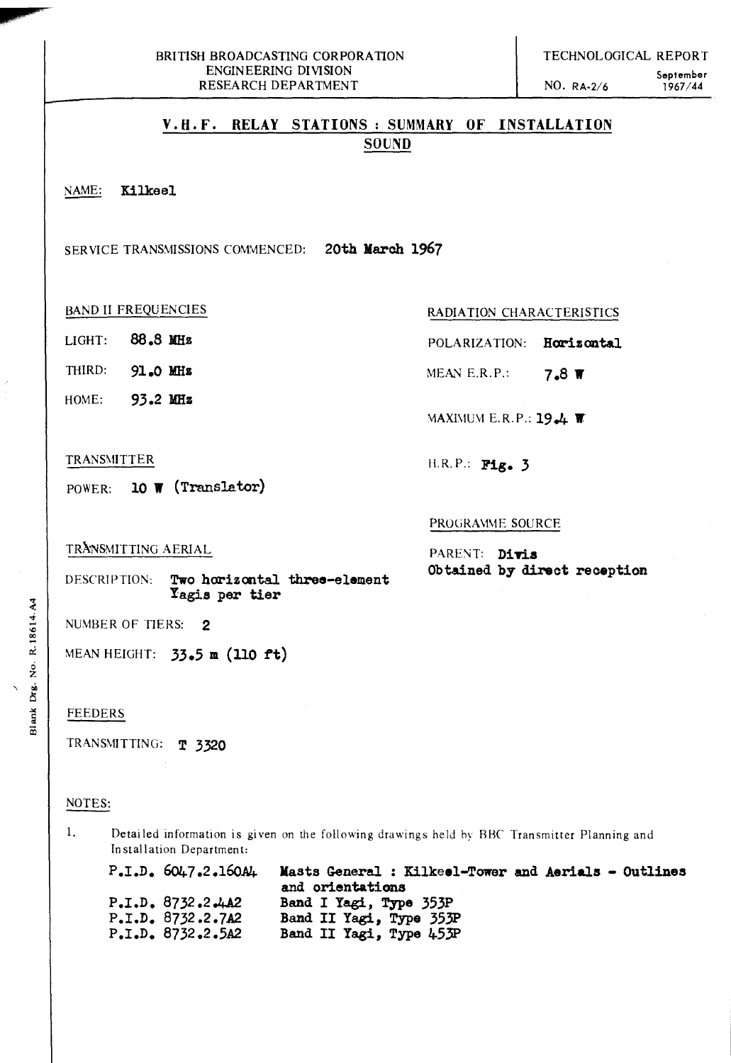BRITISH BROADCASTING CORPORATION
ENGINEERING DIVISION
RESEARCH DEPARTMENT

TECHNOLOGICAL REPORT
NO. RA-2/6
September 1967/44

# V.H.F. RELAY STATIONS : SUMMARY OF INSTALLATION
## SOUND

NAME: **Kilkeel**

SERVICE TRANSMISSIONS COMMENCED: **20th March 1967**

BAND II FREQUENCIES

LIGHT: **88.8 MHz**

THIRD: **91.0 MHz**

HOME: **93.2 MHz**

TRANSMITTER

POWER: **10 W (Translator)**

TRANSMITTING AERIAL

DESCRIPTION: **Two horizontal three-element Yagis per tier**

NUMBER OF TIERS: **2**

MEAN HEIGHT: **33.5 m (110 ft)**

RADIATION CHARACTERISTICS

POLARIZATION: **Horizontal**

MEAN E.R.P.: **7.8 W**

MAXIMUM E.R.P.: **19.4 W**

H.R.P.: **Fig. 3**

PROGRAMME SOURCE

PARENT: **Divis**
**Obtained by direct reception**

FEEDERS

TRANSMITTING: **T 3320**

NOTES:

1. Detailed information is given on the following drawings held by BBC Transmitter Planning and Installation Department:

| | |
|---|---|
| P.I.D. 6047.2.160A4 | Masts General : Kilkeel-Tower and Aerials - Outlines and orientations |
| P.I.D. 8732.2.4A2 | Band I Yagi, Type 353P |
| P.I.D. 8732.2.7A2 | Band II Yagi, Type 353P |
| P.I.D. 8732.2.5A2 | Band II Yagi, Type 453P |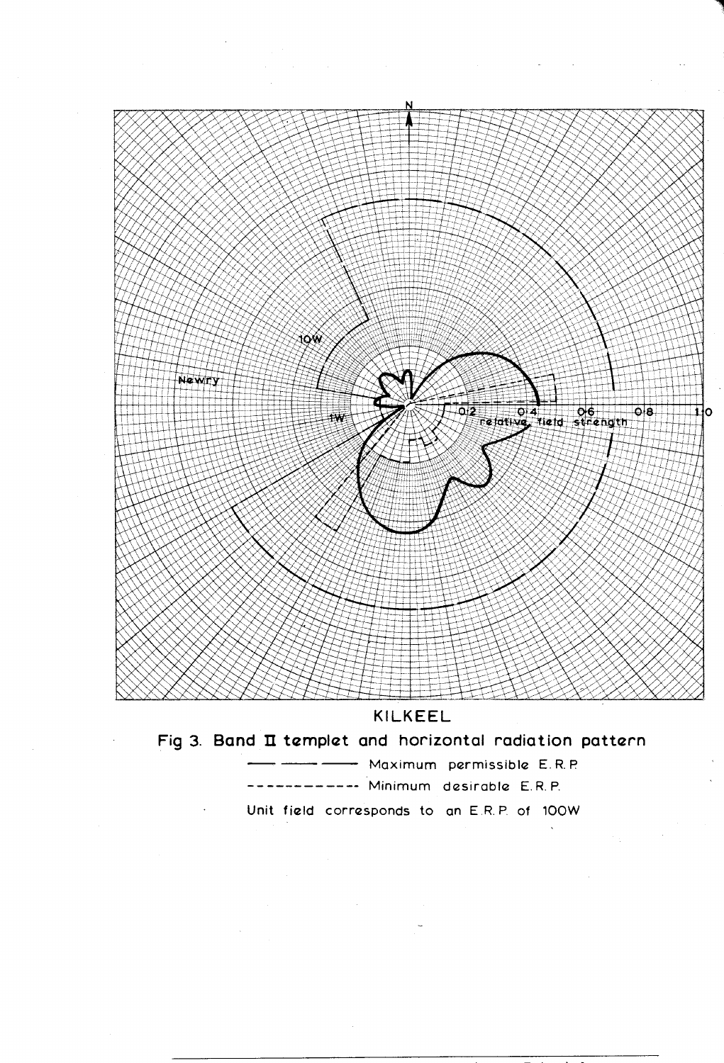N

10W

Newry

1W

0·2

0·4

0·6

0·8

1·0

relative field strength

KILKEEL

Fig 3. Band II templet and horizontal radiation pattern

—— —— —— Maximum permissible E.R.P.

------------ Minimum desirable E.R.P.

Unit field corresponds to an E.R.P. of 100W